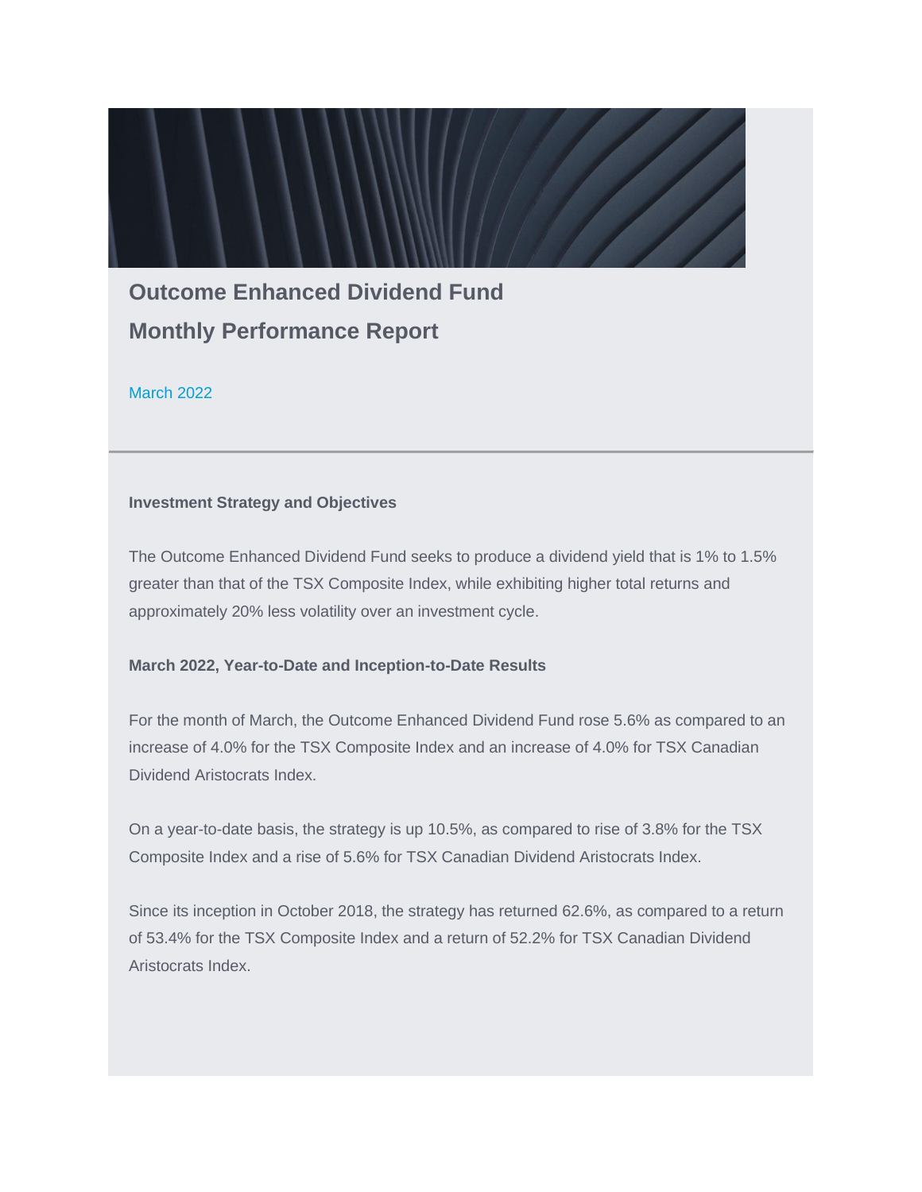# Outcome Enhanced Dividend Fund
# Monthly Performance Report

March 2022

---

**Investment Strategy and Objectives**

The Outcome Enhanced Dividend Fund seeks to produce a dividend yield that is 1% to 1.5% greater than that of the TSX Composite Index, while exhibiting higher total returns and approximately 20% less volatility over an investment cycle.

**March 2022, Year-to-Date and Inception-to-Date Results**

For the month of March, the Outcome Enhanced Dividend Fund rose 5.6% as compared to an increase of 4.0% for the TSX Composite Index and an increase of 4.0% for TSX Canadian Dividend Aristocrats Index.

On a year-to-date basis, the strategy is up 10.5%, as compared to rise of 3.8% for the TSX Composite Index and a rise of 5.6% for TSX Canadian Dividend Aristocrats Index.

Since its inception in October 2018, the strategy has returned 62.6%, as compared to a return of 53.4% for the TSX Composite Index and a return of 52.2% for TSX Canadian Dividend Aristocrats Index.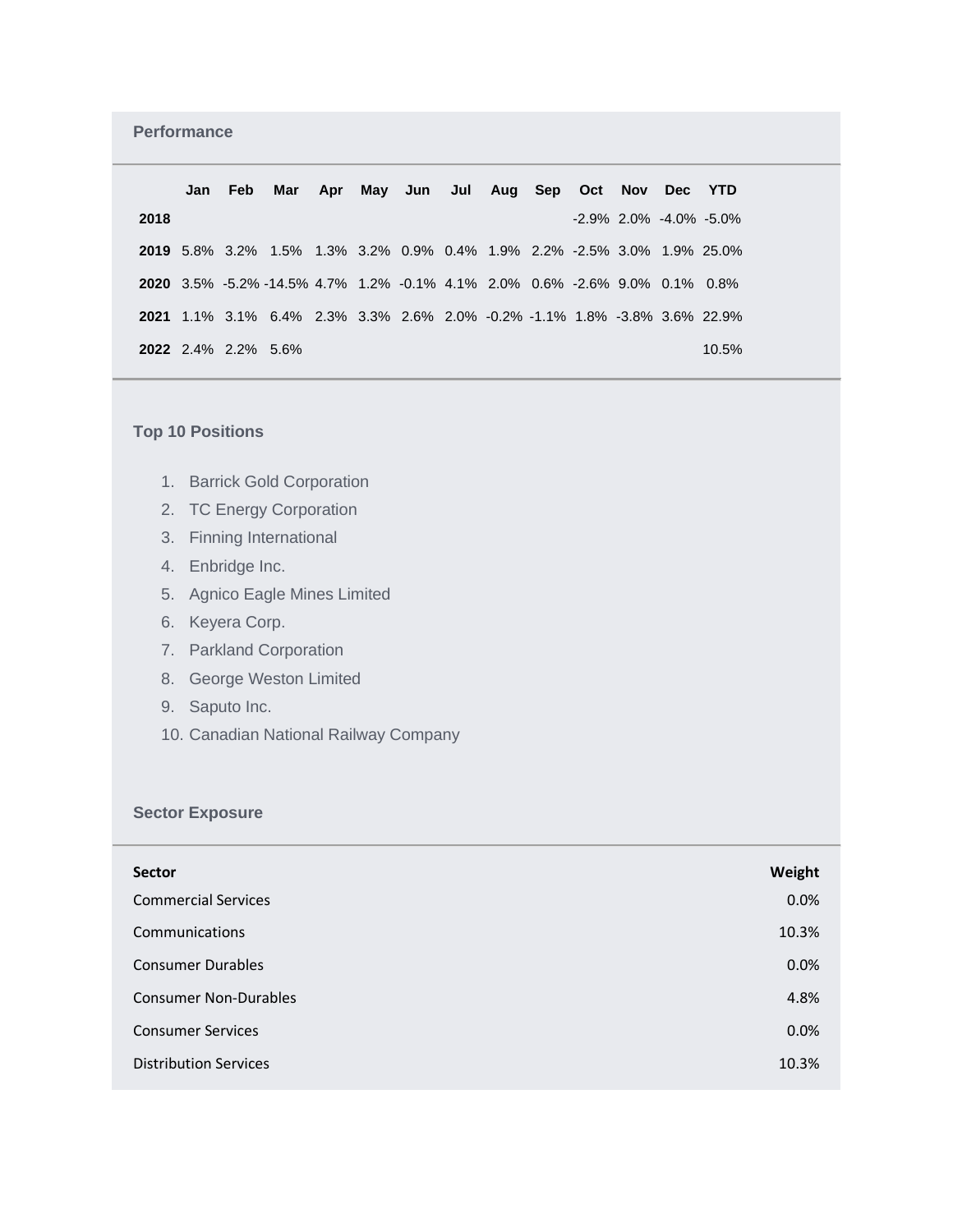## Performance

| | Jan | Feb | Mar | Apr | May | Jun | Jul | Aug | Sep | Oct | Nov | Dec | YTD |
|---|---|---|---|---|---|---|---|---|---|---|---|---|---|
| **2018** | | | | | | | | | | -2.9% | 2.0% | -4.0% | -5.0% |
| **2019** | 5.8% | 3.2% | 1.5% | 1.3% | 3.2% | 0.9% | 0.4% | 1.9% | 2.2% | -2.5% | 3.0% | 1.9% | 25.0% |
| **2020** | 3.5% | -5.2% | -14.5% | 4.7% | 1.2% | -0.1% | 4.1% | 2.0% | 0.6% | -2.6% | 9.0% | 0.1% | 0.8% |
| **2021** | 1.1% | 3.1% | 6.4% | 2.3% | 3.3% | 2.6% | 2.0% | -0.2% | -1.1% | 1.8% | -3.8% | 3.6% | 22.9% |
| **2022** | 2.4% | 2.2% | 5.6% | | | | | | | | | | 10.5% |

## Top 10 Positions

1. Barrick Gold Corporation
2. TC Energy Corporation
3. Finning International
4. Enbridge Inc.
5. Agnico Eagle Mines Limited
6. Keyera Corp.
7. Parkland Corporation
8. George Weston Limited
9. Saputo Inc.
10. Canadian National Railway Company

## Sector Exposure

| Sector | Weight |
|---|---|
| Commercial Services | 0.0% |
| Communications | 10.3% |
| Consumer Durables | 0.0% |
| Consumer Non-Durables | 4.8% |
| Consumer Services | 0.0% |
| Distribution Services | 10.3% |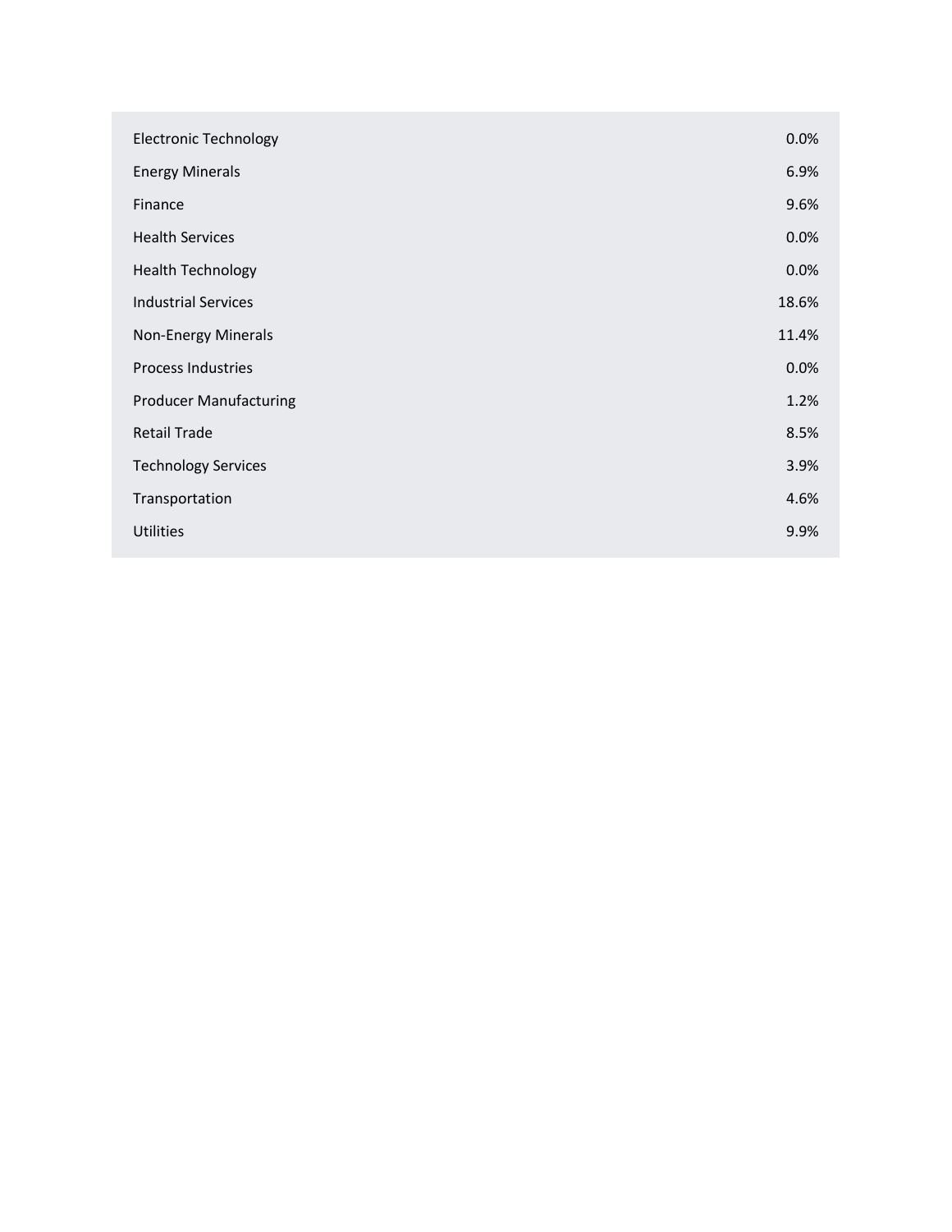| | |
|---|---|
| Electronic Technology | 0.0% |
| Energy Minerals | 6.9% |
| Finance | 9.6% |
| Health Services | 0.0% |
| Health Technology | 0.0% |
| Industrial Services | 18.6% |
| Non-Energy Minerals | 11.4% |
| Process Industries | 0.0% |
| Producer Manufacturing | 1.2% |
| Retail Trade | 8.5% |
| Technology Services | 3.9% |
| Transportation | 4.6% |
| Utilities | 9.9% |